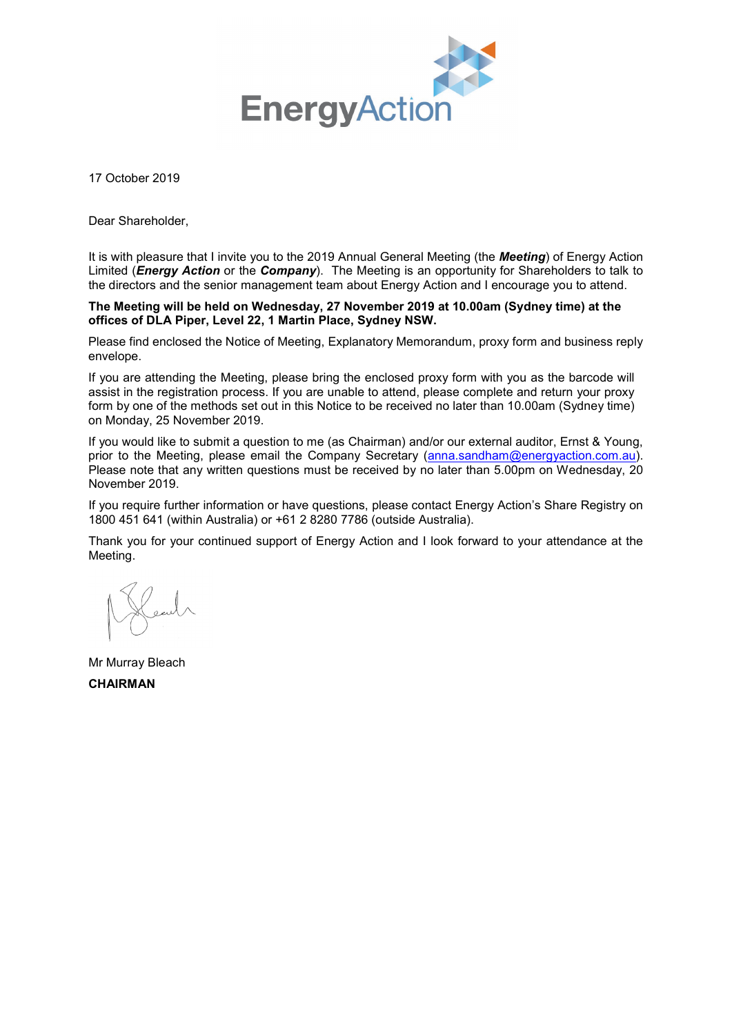17 October 2019

Dear Shareholder,

It is with pleasure that I invite you to the 2019 Annual General Meeting (the ***Meeting***) of Energy Action Limited (***Energy Action*** or the ***Company***). The Meeting is an opportunity for Shareholders to talk to the directors and the senior management team about Energy Action and I encourage you to attend.

**The Meeting will be held on Wednesday, 27 November 2019 at 10.00am (Sydney time) at the offices of DLA Piper, Level 22, 1 Martin Place, Sydney NSW.**

Please find enclosed the Notice of Meeting, Explanatory Memorandum, proxy form and business reply envelope.

If you are attending the Meeting, please bring the enclosed proxy form with you as the barcode will assist in the registration process. If you are unable to attend, please complete and return your proxy form by one of the methods set out in this Notice to be received no later than 10.00am (Sydney time) on Monday, 25 November 2019.

If you would like to submit a question to me (as Chairman) and/or our external auditor, Ernst & Young, prior to the Meeting, please email the Company Secretary (anna.sandham@energyaction.com.au). Please note that any written questions must be received by no later than 5.00pm on Wednesday, 20 November 2019.

If you require further information or have questions, please contact Energy Action's Share Registry on 1800 451 641 (within Australia) or +61 2 8280 7786 (outside Australia).

Thank you for your continued support of Energy Action and I look forward to your attendance at the Meeting.

Mr Murray Bleach

**CHAIRMAN**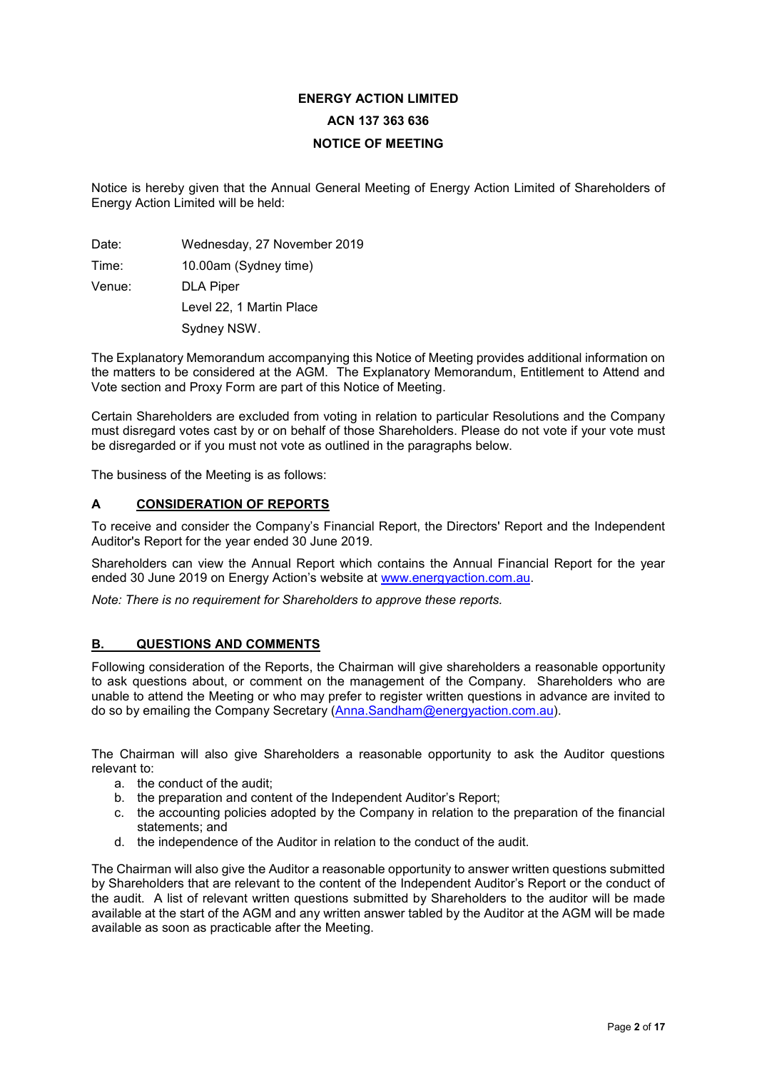# ENERGY ACTION LIMITED

## ACN 137 363 636

## NOTICE OF MEETING

Notice is hereby given that the Annual General Meeting of Energy Action Limited of Shareholders of Energy Action Limited will be held:

Date: Wednesday, 27 November 2019

Time: 10.00am (Sydney time)

Venue: DLA Piper
Level 22, 1 Martin Place
Sydney NSW.

The Explanatory Memorandum accompanying this Notice of Meeting provides additional information on the matters to be considered at the AGM. The Explanatory Memorandum, Entitlement to Attend and Vote section and Proxy Form are part of this Notice of Meeting.

Certain Shareholders are excluded from voting in relation to particular Resolutions and the Company must disregard votes cast by or on behalf of those Shareholders. Please do not vote if your vote must be disregarded or if you must not vote as outlined in the paragraphs below.

The business of the Meeting is as follows:

### A CONSIDERATION OF REPORTS

To receive and consider the Company's Financial Report, the Directors' Report and the Independent Auditor's Report for the year ended 30 June 2019.

Shareholders can view the Annual Report which contains the Annual Financial Report for the year ended 30 June 2019 on Energy Action's website at www.energyaction.com.au.

*Note: There is no requirement for Shareholders to approve these reports.*

### B. QUESTIONS AND COMMENTS

Following consideration of the Reports, the Chairman will give shareholders a reasonable opportunity to ask questions about, or comment on the management of the Company. Shareholders who are unable to attend the Meeting or who may prefer to register written questions in advance are invited to do so by emailing the Company Secretary (Anna.Sandham@energyaction.com.au).

The Chairman will also give Shareholders a reasonable opportunity to ask the Auditor questions relevant to:

a. the conduct of the audit;
b. the preparation and content of the Independent Auditor's Report;
c. the accounting policies adopted by the Company in relation to the preparation of the financial statements; and
d. the independence of the Auditor in relation to the conduct of the audit.

The Chairman will also give the Auditor a reasonable opportunity to answer written questions submitted by Shareholders that are relevant to the content of the Independent Auditor's Report or the conduct of the audit. A list of relevant written questions submitted by Shareholders to the auditor will be made available at the start of the AGM and any written answer tabled by the Auditor at the AGM will be made available as soon as practicable after the Meeting.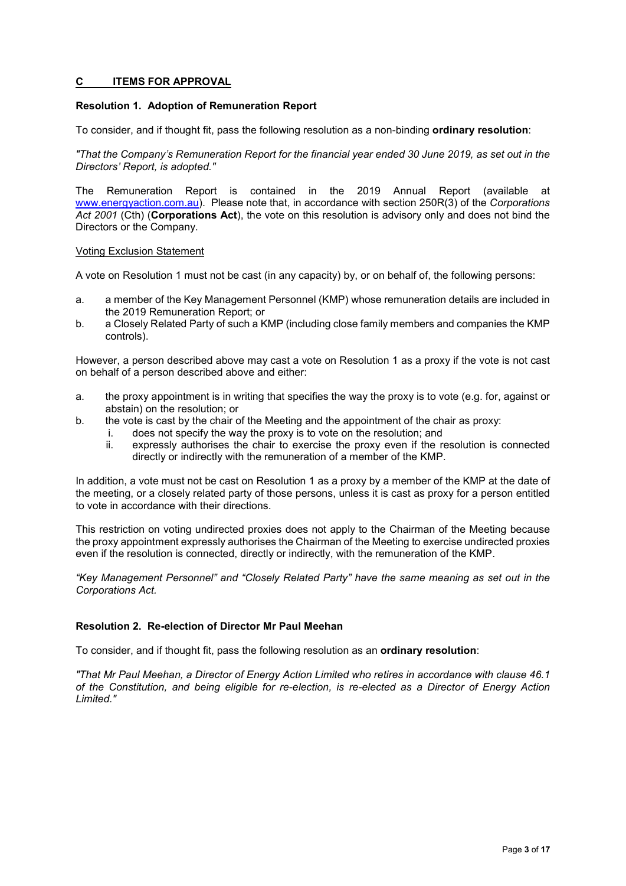## C ITEMS FOR APPROVAL

### Resolution 1. Adoption of Remuneration Report

To consider, and if thought fit, pass the following resolution as a non-binding **ordinary resolution**:

*"That the Company's Remuneration Report for the financial year ended 30 June 2019, as set out in the Directors' Report, is adopted."*

The Remuneration Report is contained in the 2019 Annual Report (available at www.energyaction.com.au). Please note that, in accordance with section 250R(3) of the *Corporations Act 2001* (Cth) (**Corporations Act**), the vote on this resolution is advisory only and does not bind the Directors or the Company.

Voting Exclusion Statement

A vote on Resolution 1 must not be cast (in any capacity) by, or on behalf of, the following persons:

a. a member of the Key Management Personnel (KMP) whose remuneration details are included in the 2019 Remuneration Report; or
b. a Closely Related Party of such a KMP (including close family members and companies the KMP controls).

However, a person described above may cast a vote on Resolution 1 as a proxy if the vote is not cast on behalf of a person described above and either:

a. the proxy appointment is in writing that specifies the way the proxy is to vote (e.g. for, against or abstain) on the resolution; or
b. the vote is cast by the chair of the Meeting and the appointment of the chair as proxy:
   i. does not specify the way the proxy is to vote on the resolution; and
   ii. expressly authorises the chair to exercise the proxy even if the resolution is connected directly or indirectly with the remuneration of a member of the KMP.

In addition, a vote must not be cast on Resolution 1 as a proxy by a member of the KMP at the date of the meeting, or a closely related party of those persons, unless it is cast as proxy for a person entitled to vote in accordance with their directions.

This restriction on voting undirected proxies does not apply to the Chairman of the Meeting because the proxy appointment expressly authorises the Chairman of the Meeting to exercise undirected proxies even if the resolution is connected, directly or indirectly, with the remuneration of the KMP.

*"Key Management Personnel" and "Closely Related Party" have the same meaning as set out in the Corporations Act.*

### Resolution 2. Re-election of Director Mr Paul Meehan

To consider, and if thought fit, pass the following resolution as an **ordinary resolution**:

*"That Mr Paul Meehan, a Director of Energy Action Limited who retires in accordance with clause 46.1 of the Constitution, and being eligible for re-election, is re-elected as a Director of Energy Action Limited."*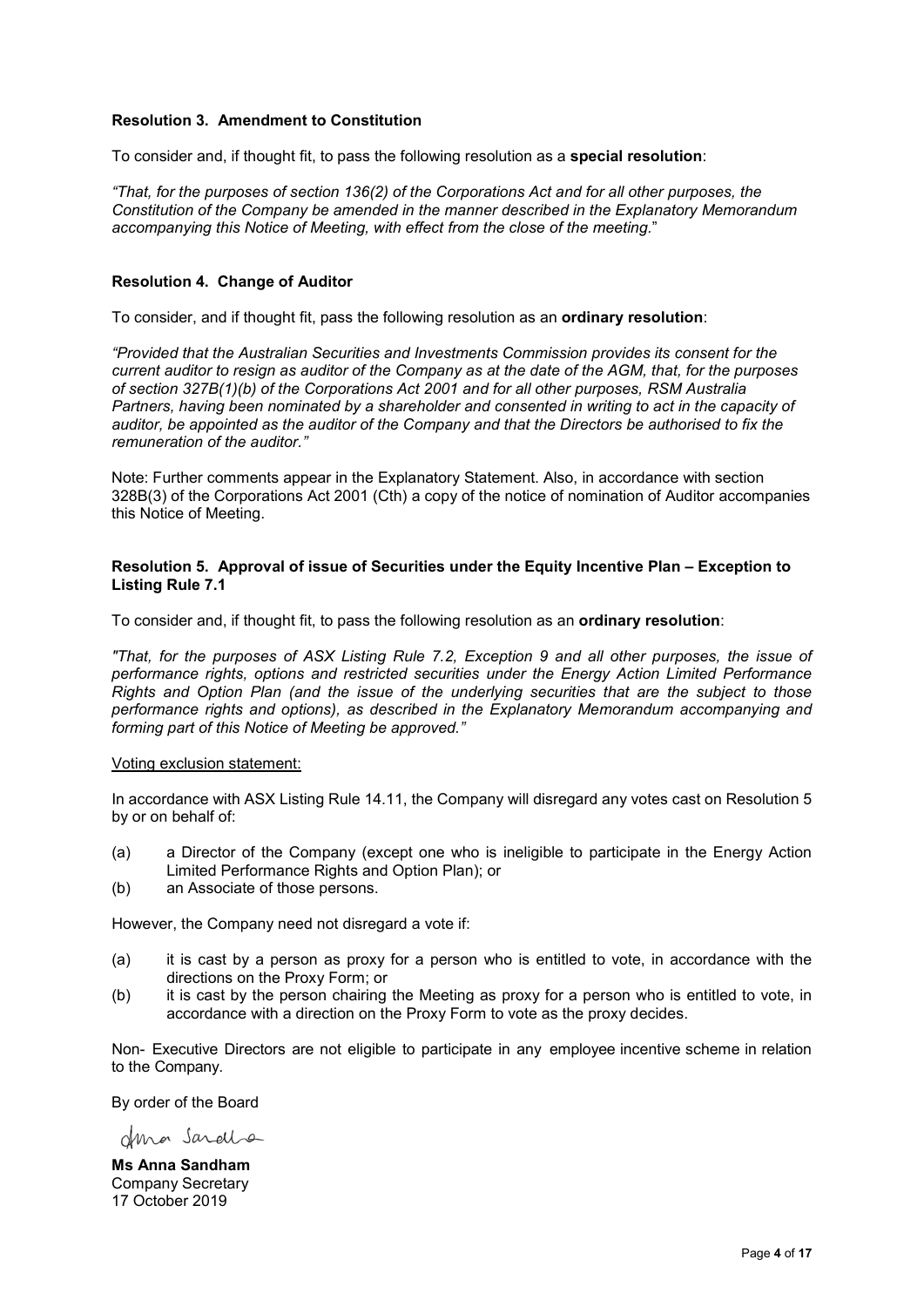### Resolution 3. Amendment to Constitution

To consider and, if thought fit, to pass the following resolution as a **special resolution**:

*"That, for the purposes of section 136(2) of the Corporations Act and for all other purposes, the Constitution of the Company be amended in the manner described in the Explanatory Memorandum accompanying this Notice of Meeting, with effect from the close of the meeting.*"

### Resolution 4. Change of Auditor

To consider, and if thought fit, pass the following resolution as an **ordinary resolution**:

*"Provided that the Australian Securities and Investments Commission provides its consent for the current auditor to resign as auditor of the Company as at the date of the AGM, that, for the purposes of section 327B(1)(b) of the Corporations Act 2001 and for all other purposes, RSM Australia Partners, having been nominated by a shareholder and consented in writing to act in the capacity of auditor, be appointed as the auditor of the Company and that the Directors be authorised to fix the remuneration of the auditor."*

Note: Further comments appear in the Explanatory Statement. Also, in accordance with section 328B(3) of the Corporations Act 2001 (Cth) a copy of the notice of nomination of Auditor accompanies this Notice of Meeting.

### Resolution 5. Approval of issue of Securities under the Equity Incentive Plan – Exception to Listing Rule 7.1

To consider and, if thought fit, to pass the following resolution as an **ordinary resolution**:

*"That, for the purposes of ASX Listing Rule 7.2, Exception 9 and all other purposes, the issue of performance rights, options and restricted securities under the Energy Action Limited Performance Rights and Option Plan (and the issue of the underlying securities that are the subject to those performance rights and options), as described in the Explanatory Memorandum accompanying and forming part of this Notice of Meeting be approved."*

Voting exclusion statement:

In accordance with ASX Listing Rule 14.11, the Company will disregard any votes cast on Resolution 5 by or on behalf of:

(a) a Director of the Company (except one who is ineligible to participate in the Energy Action Limited Performance Rights and Option Plan); or
(b) an Associate of those persons.

However, the Company need not disregard a vote if:

(a) it is cast by a person as proxy for a person who is entitled to vote, in accordance with the directions on the Proxy Form; or
(b) it is cast by the person chairing the Meeting as proxy for a person who is entitled to vote, in accordance with a direction on the Proxy Form to vote as the proxy decides.

Non- Executive Directors are not eligible to participate in any employee incentive scheme in relation to the Company.

By order of the Board

**Ms Anna Sandham**
Company Secretary
17 October 2019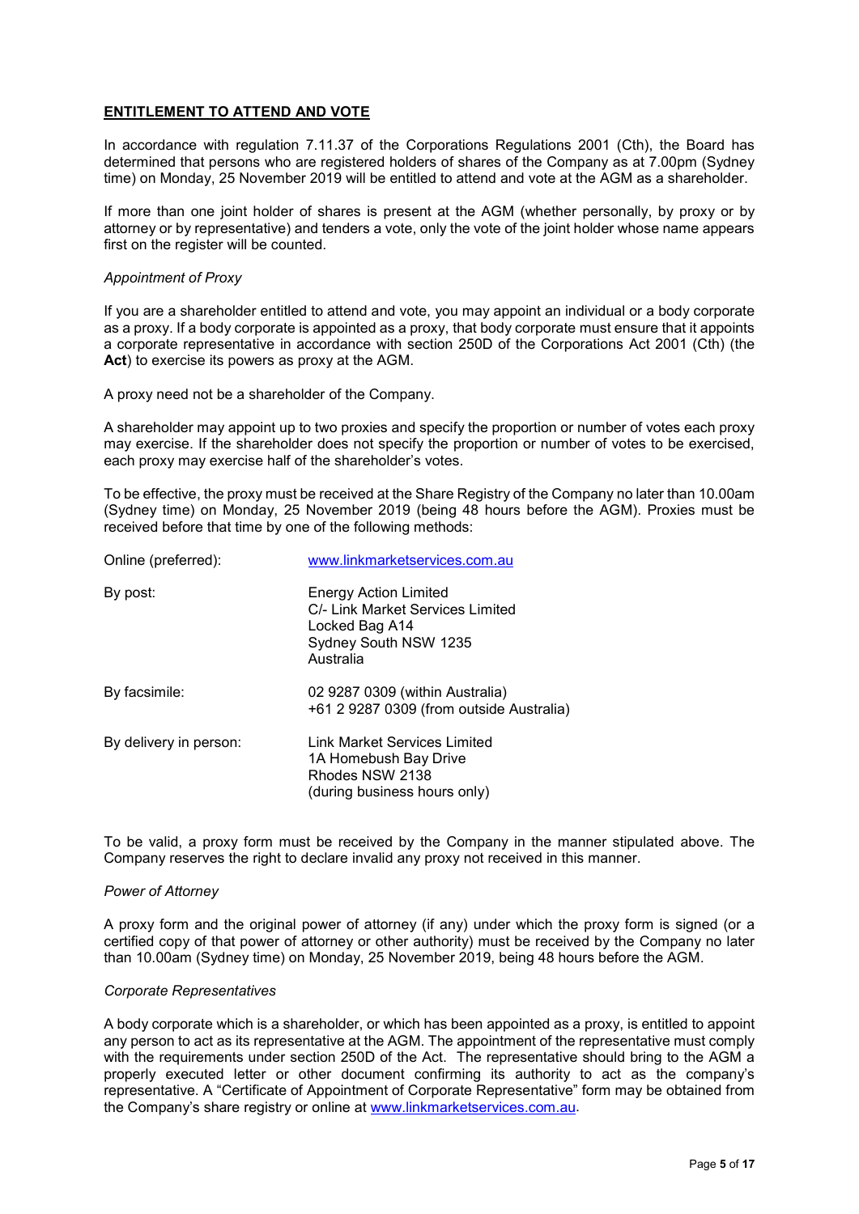## **ENTITLEMENT TO ATTEND AND VOTE**

In accordance with regulation 7.11.37 of the Corporations Regulations 2001 (Cth), the Board has determined that persons who are registered holders of shares of the Company as at 7.00pm (Sydney time) on Monday, 25 November 2019 will be entitled to attend and vote at the AGM as a shareholder.

If more than one joint holder of shares is present at the AGM (whether personally, by proxy or by attorney or by representative) and tenders a vote, only the vote of the joint holder whose name appears first on the register will be counted.

*Appointment of Proxy*

If you are a shareholder entitled to attend and vote, you may appoint an individual or a body corporate as a proxy. If a body corporate is appointed as a proxy, that body corporate must ensure that it appoints a corporate representative in accordance with section 250D of the Corporations Act 2001 (Cth) (the **Act**) to exercise its powers as proxy at the AGM.

A proxy need not be a shareholder of the Company.

A shareholder may appoint up to two proxies and specify the proportion or number of votes each proxy may exercise. If the shareholder does not specify the proportion or number of votes to be exercised, each proxy may exercise half of the shareholder's votes.

To be effective, the proxy must be received at the Share Registry of the Company no later than 10.00am (Sydney time) on Monday, 25 November 2019 (being 48 hours before the AGM). Proxies must be received before that time by one of the following methods:

| | |
|---|---|
| Online (preferred): | www.linkmarketservices.com.au |
| By post: | Energy Action Limited<br>C/- Link Market Services Limited<br>Locked Bag A14<br>Sydney South NSW 1235<br>Australia |
| By facsimile: | 02 9287 0309 (within Australia)<br>+61 2 9287 0309 (from outside Australia) |
| By delivery in person: | Link Market Services Limited<br>1A Homebush Bay Drive<br>Rhodes NSW 2138<br>(during business hours only) |

To be valid, a proxy form must be received by the Company in the manner stipulated above. The Company reserves the right to declare invalid any proxy not received in this manner.

*Power of Attorney*

A proxy form and the original power of attorney (if any) under which the proxy form is signed (or a certified copy of that power of attorney or other authority) must be received by the Company no later than 10.00am (Sydney time) on Monday, 25 November 2019, being 48 hours before the AGM.

*Corporate Representatives*

A body corporate which is a shareholder, or which has been appointed as a proxy, is entitled to appoint any person to act as its representative at the AGM. The appointment of the representative must comply with the requirements under section 250D of the Act. The representative should bring to the AGM a properly executed letter or other document confirming its authority to act as the company's representative. A "Certificate of Appointment of Corporate Representative" form may be obtained from the Company's share registry or online at www.linkmarketservices.com.au.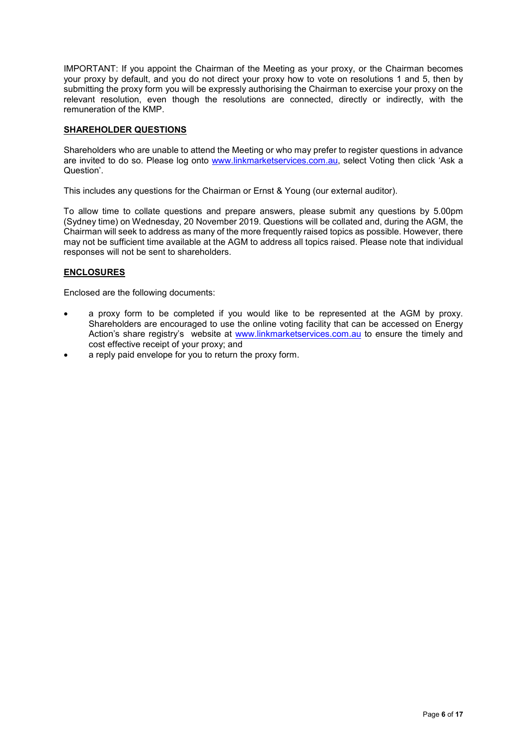IMPORTANT: If you appoint the Chairman of the Meeting as your proxy, or the Chairman becomes your proxy by default, and you do not direct your proxy how to vote on resolutions 1 and 5, then by submitting the proxy form you will be expressly authorising the Chairman to exercise your proxy on the relevant resolution, even though the resolutions are connected, directly or indirectly, with the remuneration of the KMP.

## SHAREHOLDER QUESTIONS

Shareholders who are unable to attend the Meeting or who may prefer to register questions in advance are invited to do so. Please log onto www.linkmarketservices.com.au, select Voting then click 'Ask a Question'.

This includes any questions for the Chairman or Ernst & Young (our external auditor).

To allow time to collate questions and prepare answers, please submit any questions by 5.00pm (Sydney time) on Wednesday, 20 November 2019. Questions will be collated and, during the AGM, the Chairman will seek to address as many of the more frequently raised topics as possible. However, there may not be sufficient time available at the AGM to address all topics raised. Please note that individual responses will not be sent to shareholders.

## ENCLOSURES

Enclosed are the following documents:

- a proxy form to be completed if you would like to be represented at the AGM by proxy. Shareholders are encouraged to use the online voting facility that can be accessed on Energy Action's share registry's website at www.linkmarketservices.com.au to ensure the timely and cost effective receipt of your proxy; and
- a reply paid envelope for you to return the proxy form.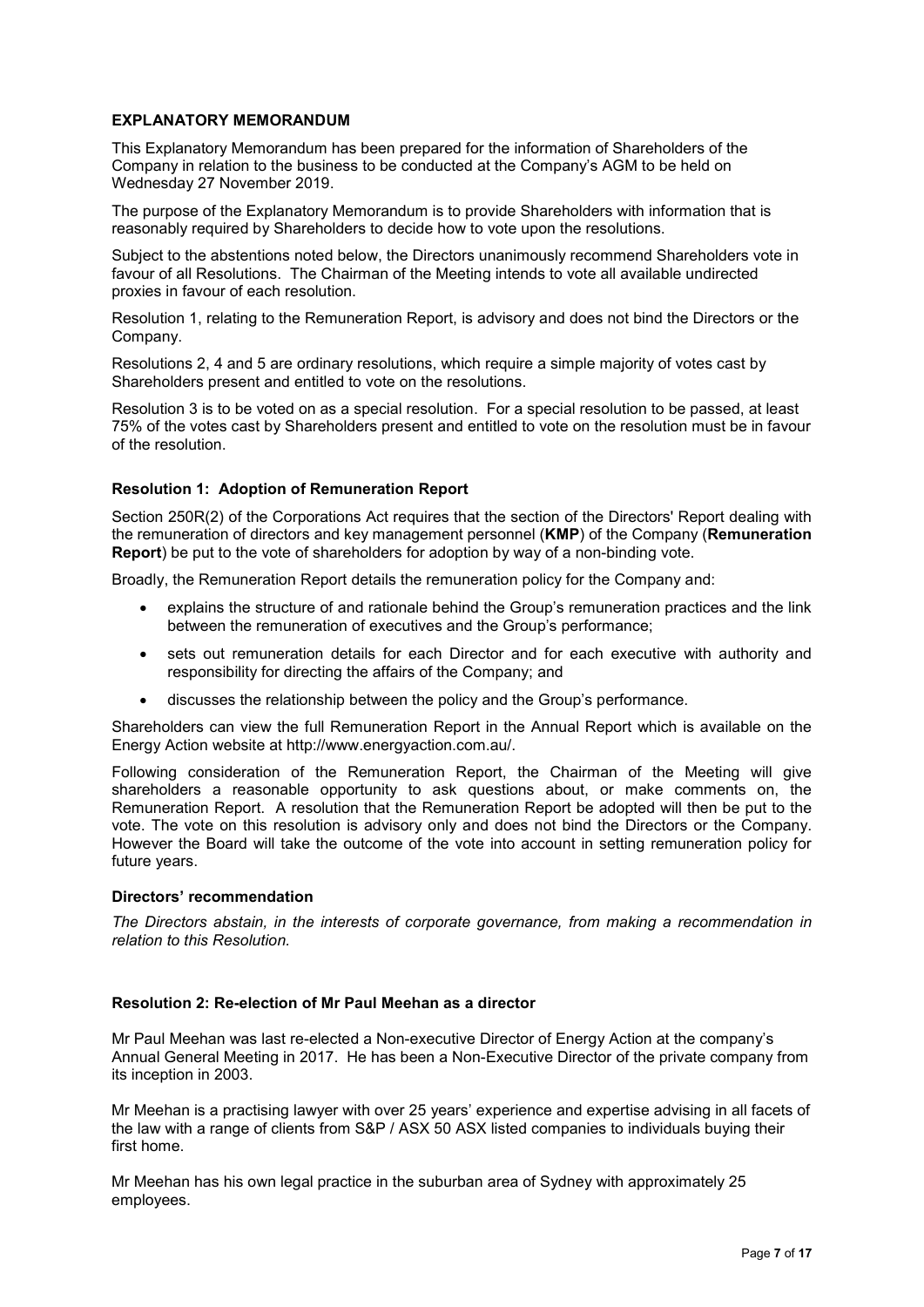## EXPLANATORY MEMORANDUM

This Explanatory Memorandum has been prepared for the information of Shareholders of the Company in relation to the business to be conducted at the Company's AGM to be held on Wednesday 27 November 2019.

The purpose of the Explanatory Memorandum is to provide Shareholders with information that is reasonably required by Shareholders to decide how to vote upon the resolutions.

Subject to the abstentions noted below, the Directors unanimously recommend Shareholders vote in favour of all Resolutions. The Chairman of the Meeting intends to vote all available undirected proxies in favour of each resolution.

Resolution 1, relating to the Remuneration Report, is advisory and does not bind the Directors or the Company.

Resolutions 2, 4 and 5 are ordinary resolutions, which require a simple majority of votes cast by Shareholders present and entitled to vote on the resolutions.

Resolution 3 is to be voted on as a special resolution. For a special resolution to be passed, at least 75% of the votes cast by Shareholders present and entitled to vote on the resolution must be in favour of the resolution.

### Resolution 1: Adoption of Remuneration Report

Section 250R(2) of the Corporations Act requires that the section of the Directors' Report dealing with the remuneration of directors and key management personnel (**KMP**) of the Company (**Remuneration Report**) be put to the vote of shareholders for adoption by way of a non-binding vote.

Broadly, the Remuneration Report details the remuneration policy for the Company and:

- explains the structure of and rationale behind the Group's remuneration practices and the link between the remuneration of executives and the Group's performance;
- sets out remuneration details for each Director and for each executive with authority and responsibility for directing the affairs of the Company; and
- discusses the relationship between the policy and the Group's performance.

Shareholders can view the full Remuneration Report in the Annual Report which is available on the Energy Action website at http://www.energyaction.com.au/.

Following consideration of the Remuneration Report, the Chairman of the Meeting will give shareholders a reasonable opportunity to ask questions about, or make comments on, the Remuneration Report. A resolution that the Remuneration Report be adopted will then be put to the vote. The vote on this resolution is advisory only and does not bind the Directors or the Company. However the Board will take the outcome of the vote into account in setting remuneration policy for future years.

#### Directors' recommendation

*The Directors abstain, in the interests of corporate governance, from making a recommendation in relation to this Resolution.*

### Resolution 2: Re-election of Mr Paul Meehan as a director

Mr Paul Meehan was last re-elected a Non-executive Director of Energy Action at the company's Annual General Meeting in 2017. He has been a Non-Executive Director of the private company from its inception in 2003.

Mr Meehan is a practising lawyer with over 25 years' experience and expertise advising in all facets of the law with a range of clients from S&P / ASX 50 ASX listed companies to individuals buying their first home.

Mr Meehan has his own legal practice in the suburban area of Sydney with approximately 25 employees.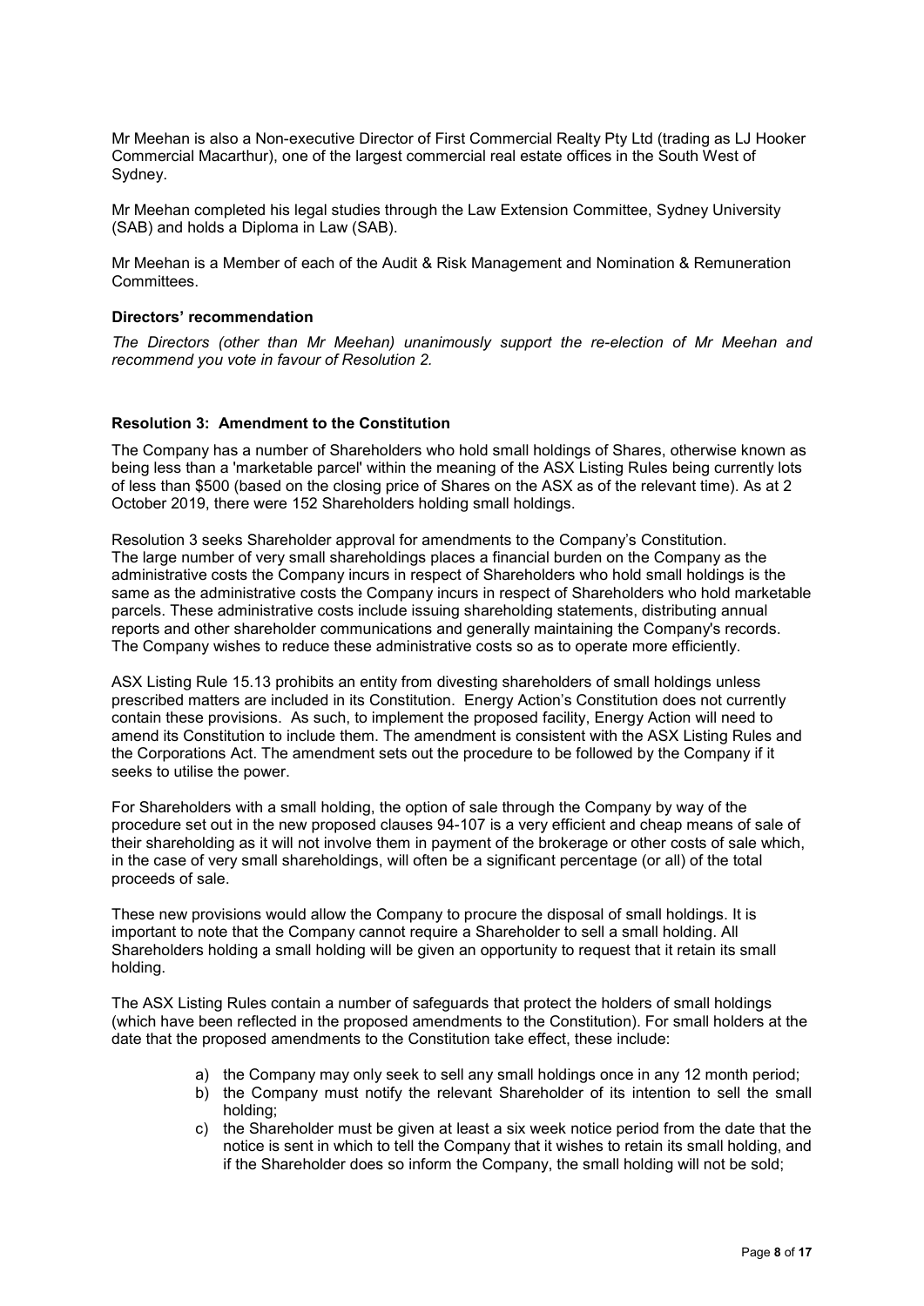Mr Meehan is also a Non-executive Director of First Commercial Realty Pty Ltd (trading as LJ Hooker Commercial Macarthur), one of the largest commercial real estate offices in the South West of Sydney.

Mr Meehan completed his legal studies through the Law Extension Committee, Sydney University (SAB) and holds a Diploma in Law (SAB).

Mr Meehan is a Member of each of the Audit & Risk Management and Nomination & Remuneration Committees.

**Directors' recommendation**

*The Directors (other than Mr Meehan) unanimously support the re-election of Mr Meehan and recommend you vote in favour of Resolution 2.*

**Resolution 3: Amendment to the Constitution**

The Company has a number of Shareholders who hold small holdings of Shares, otherwise known as being less than a 'marketable parcel' within the meaning of the ASX Listing Rules being currently lots of less than $500 (based on the closing price of Shares on the ASX as of the relevant time). As at 2 October 2019, there were 152 Shareholders holding small holdings.

Resolution 3 seeks Shareholder approval for amendments to the Company's Constitution. The large number of very small shareholdings places a financial burden on the Company as the administrative costs the Company incurs in respect of Shareholders who hold small holdings is the same as the administrative costs the Company incurs in respect of Shareholders who hold marketable parcels. These administrative costs include issuing shareholding statements, distributing annual reports and other shareholder communications and generally maintaining the Company's records. The Company wishes to reduce these administrative costs so as to operate more efficiently.

ASX Listing Rule 15.13 prohibits an entity from divesting shareholders of small holdings unless prescribed matters are included in its Constitution. Energy Action's Constitution does not currently contain these provisions. As such, to implement the proposed facility, Energy Action will need to amend its Constitution to include them. The amendment is consistent with the ASX Listing Rules and the Corporations Act. The amendment sets out the procedure to be followed by the Company if it seeks to utilise the power.

For Shareholders with a small holding, the option of sale through the Company by way of the procedure set out in the new proposed clauses 94-107 is a very efficient and cheap means of sale of their shareholding as it will not involve them in payment of the brokerage or other costs of sale which, in the case of very small shareholdings, will often be a significant percentage (or all) of the total proceeds of sale.

These new provisions would allow the Company to procure the disposal of small holdings. It is important to note that the Company cannot require a Shareholder to sell a small holding. All Shareholders holding a small holding will be given an opportunity to request that it retain its small holding.

The ASX Listing Rules contain a number of safeguards that protect the holders of small holdings (which have been reflected in the proposed amendments to the Constitution). For small holders at the date that the proposed amendments to the Constitution take effect, these include:

a) the Company may only seek to sell any small holdings once in any 12 month period;
b) the Company must notify the relevant Shareholder of its intention to sell the small holding;
c) the Shareholder must be given at least a six week notice period from the date that the notice is sent in which to tell the Company that it wishes to retain its small holding, and if the Shareholder does so inform the Company, the small holding will not be sold;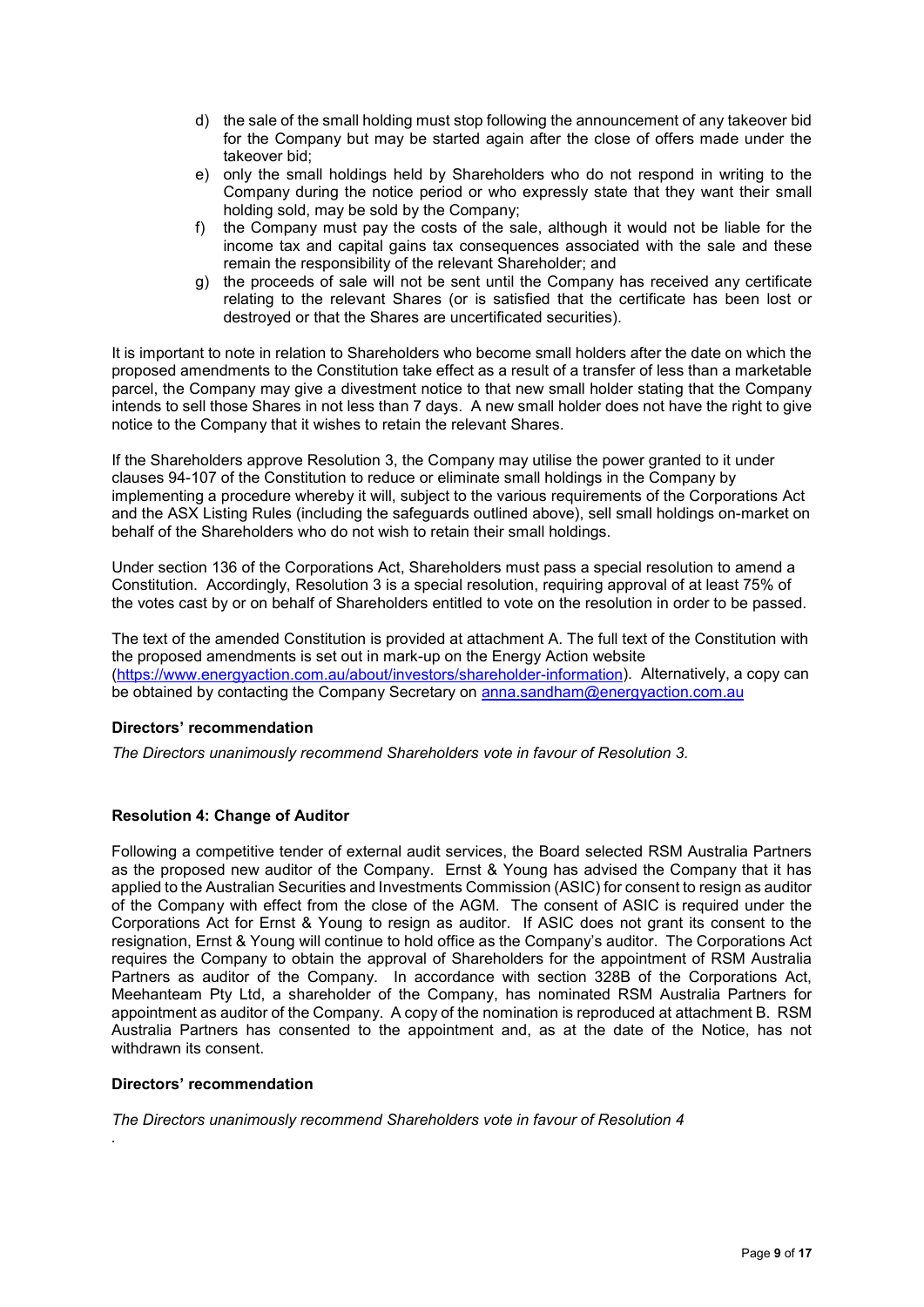d) the sale of the small holding must stop following the announcement of any takeover bid for the Company but may be started again after the close of offers made under the takeover bid;
e) only the small holdings held by Shareholders who do not respond in writing to the Company during the notice period or who expressly state that they want their small holding sold, may be sold by the Company;
f) the Company must pay the costs of the sale, although it would not be liable for the income tax and capital gains tax consequences associated with the sale and these remain the responsibility of the relevant Shareholder; and
g) the proceeds of sale will not be sent until the Company has received any certificate relating to the relevant Shares (or is satisfied that the certificate has been lost or destroyed or that the Shares are uncertificated securities).

It is important to note in relation to Shareholders who become small holders after the date on which the proposed amendments to the Constitution take effect as a result of a transfer of less than a marketable parcel, the Company may give a divestment notice to that new small holder stating that the Company intends to sell those Shares in not less than 7 days. A new small holder does not have the right to give notice to the Company that it wishes to retain the relevant Shares.

If the Shareholders approve Resolution 3, the Company may utilise the power granted to it under clauses 94-107 of the Constitution to reduce or eliminate small holdings in the Company by implementing a procedure whereby it will, subject to the various requirements of the Corporations Act and the ASX Listing Rules (including the safeguards outlined above), sell small holdings on-market on behalf of the Shareholders who do not wish to retain their small holdings.

Under section 136 of the Corporations Act, Shareholders must pass a special resolution to amend a Constitution. Accordingly, Resolution 3 is a special resolution, requiring approval of at least 75% of the votes cast by or on behalf of Shareholders entitled to vote on the resolution in order to be passed.

The text of the amended Constitution is provided at attachment A. The full text of the Constitution with the proposed amendments is set out in mark-up on the Energy Action website (https://www.energyaction.com.au/about/investors/shareholder-information). Alternatively, a copy can be obtained by contacting the Company Secretary on anna.sandham@energyaction.com.au

**Directors' recommendation**

*The Directors unanimously recommend Shareholders vote in favour of Resolution 3.*

**Resolution 4: Change of Auditor**

Following a competitive tender of external audit services, the Board selected RSM Australia Partners as the proposed new auditor of the Company. Ernst & Young has advised the Company that it has applied to the Australian Securities and Investments Commission (ASIC) for consent to resign as auditor of the Company with effect from the close of the AGM. The consent of ASIC is required under the Corporations Act for Ernst & Young to resign as auditor. If ASIC does not grant its consent to the resignation, Ernst & Young will continue to hold office as the Company's auditor. The Corporations Act requires the Company to obtain the approval of Shareholders for the appointment of RSM Australia Partners as auditor of the Company. In accordance with section 328B of the Corporations Act, Meehanteam Pty Ltd, a shareholder of the Company, has nominated RSM Australia Partners for appointment as auditor of the Company. A copy of the nomination is reproduced at attachment B. RSM Australia Partners has consented to the appointment and, as at the date of the Notice, has not withdrawn its consent.

**Directors' recommendation**

*The Directors unanimously recommend Shareholders vote in favour of Resolution 4*

.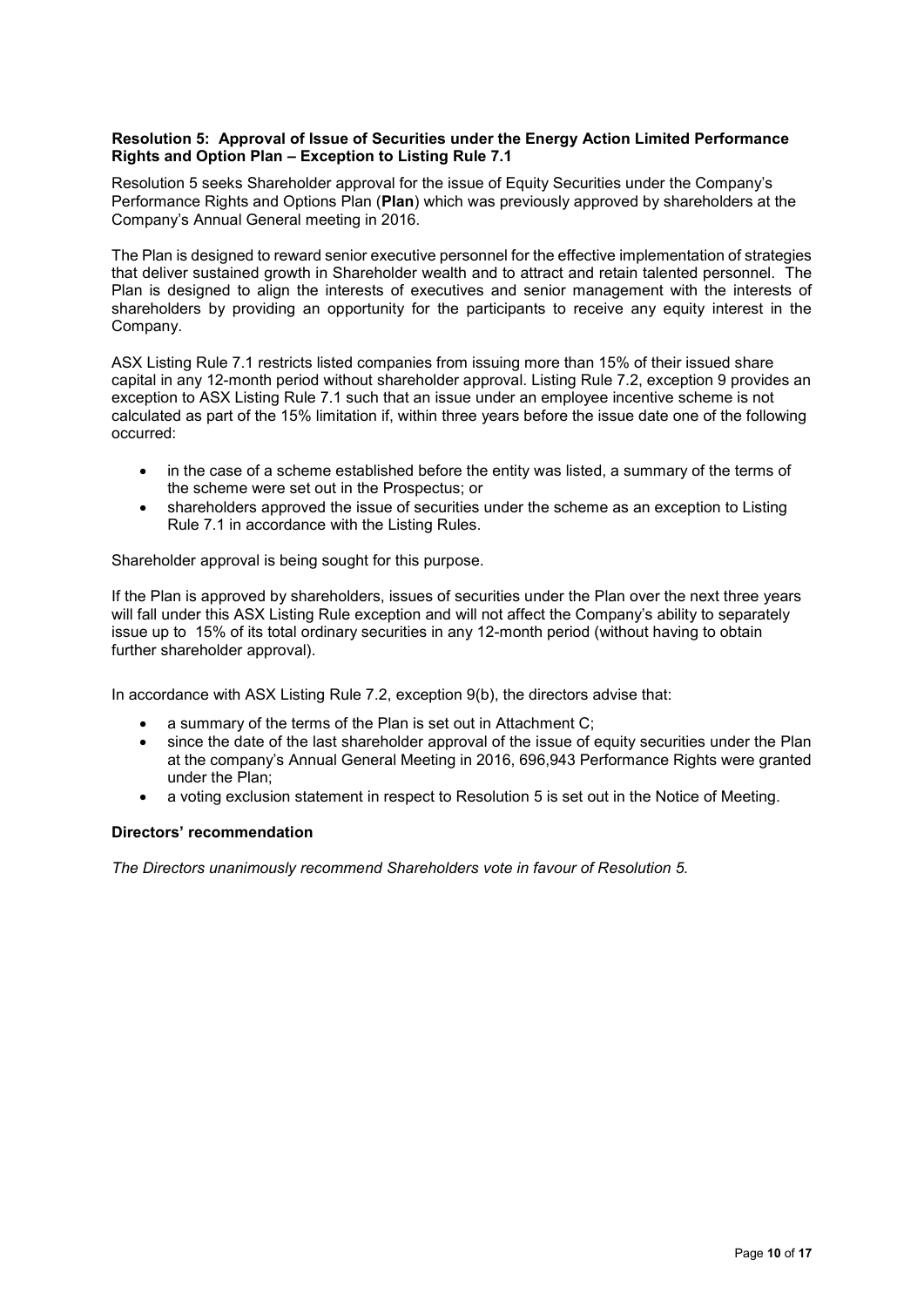**Resolution 5: Approval of Issue of Securities under the Energy Action Limited Performance Rights and Option Plan – Exception to Listing Rule 7.1**

Resolution 5 seeks Shareholder approval for the issue of Equity Securities under the Company's Performance Rights and Options Plan (**Plan**) which was previously approved by shareholders at the Company's Annual General meeting in 2016.

The Plan is designed to reward senior executive personnel for the effective implementation of strategies that deliver sustained growth in Shareholder wealth and to attract and retain talented personnel. The Plan is designed to align the interests of executives and senior management with the interests of shareholders by providing an opportunity for the participants to receive any equity interest in the Company.

ASX Listing Rule 7.1 restricts listed companies from issuing more than 15% of their issued share capital in any 12-month period without shareholder approval. Listing Rule 7.2, exception 9 provides an exception to ASX Listing Rule 7.1 such that an issue under an employee incentive scheme is not calculated as part of the 15% limitation if, within three years before the issue date one of the following occurred:

- in the case of a scheme established before the entity was listed, a summary of the terms of the scheme were set out in the Prospectus; or
- shareholders approved the issue of securities under the scheme as an exception to Listing Rule 7.1 in accordance with the Listing Rules.

Shareholder approval is being sought for this purpose.

If the Plan is approved by shareholders, issues of securities under the Plan over the next three years will fall under this ASX Listing Rule exception and will not affect the Company's ability to separately issue up to 15% of its total ordinary securities in any 12-month period (without having to obtain further shareholder approval).

In accordance with ASX Listing Rule 7.2, exception 9(b), the directors advise that:

- a summary of the terms of the Plan is set out in Attachment C;
- since the date of the last shareholder approval of the issue of equity securities under the Plan at the company's Annual General Meeting in 2016, 696,943 Performance Rights were granted under the Plan;
- a voting exclusion statement in respect to Resolution 5 is set out in the Notice of Meeting.

**Directors' recommendation**

*The Directors unanimously recommend Shareholders vote in favour of Resolution 5.*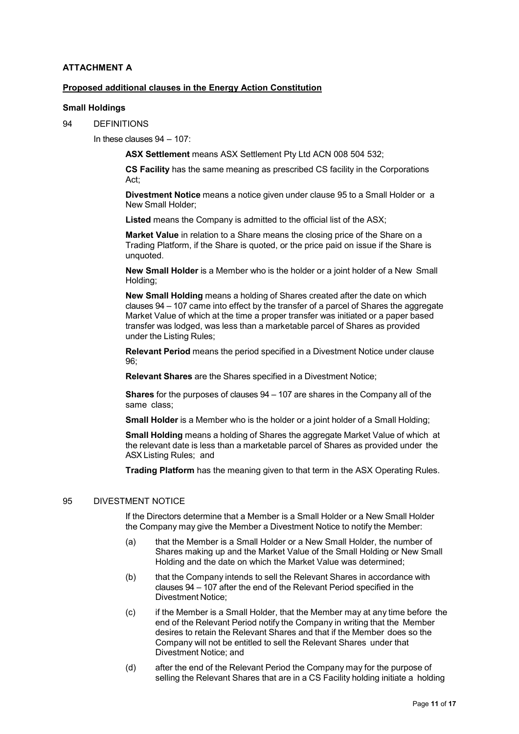**ATTACHMENT A**

**Proposed additional clauses in the Energy Action Constitution**

**Small Holdings**

94 DEFINITIONS

In these clauses 94 – 107:

**ASX Settlement** means ASX Settlement Pty Ltd ACN 008 504 532;

**CS Facility** has the same meaning as prescribed CS facility in the Corporations Act;

**Divestment Notice** means a notice given under clause 95 to a Small Holder or a New Small Holder;

**Listed** means the Company is admitted to the official list of the ASX;

**Market Value** in relation to a Share means the closing price of the Share on a Trading Platform, if the Share is quoted, or the price paid on issue if the Share is unquoted.

**New Small Holder** is a Member who is the holder or a joint holder of a New Small Holding;

**New Small Holding** means a holding of Shares created after the date on which clauses 94 – 107 came into effect by the transfer of a parcel of Shares the aggregate Market Value of which at the time a proper transfer was initiated or a paper based transfer was lodged, was less than a marketable parcel of Shares as provided under the Listing Rules;

**Relevant Period** means the period specified in a Divestment Notice under clause 96;

**Relevant Shares** are the Shares specified in a Divestment Notice;

**Shares** for the purposes of clauses 94 – 107 are shares in the Company all of the same class;

**Small Holder** is a Member who is the holder or a joint holder of a Small Holding;

**Small Holding** means a holding of Shares the aggregate Market Value of which at the relevant date is less than a marketable parcel of Shares as provided under the ASX Listing Rules; and

**Trading Platform** has the meaning given to that term in the ASX Operating Rules.

95 DIVESTMENT NOTICE

If the Directors determine that a Member is a Small Holder or a New Small Holder the Company may give the Member a Divestment Notice to notify the Member:

(a) that the Member is a Small Holder or a New Small Holder, the number of Shares making up and the Market Value of the Small Holding or New Small Holding and the date on which the Market Value was determined;

(b) that the Company intends to sell the Relevant Shares in accordance with clauses 94 – 107 after the end of the Relevant Period specified in the Divestment Notice;

(c) if the Member is a Small Holder, that the Member may at any time before the end of the Relevant Period notify the Company in writing that the Member desires to retain the Relevant Shares and that if the Member does so the Company will not be entitled to sell the Relevant Shares under that Divestment Notice; and

(d) after the end of the Relevant Period the Company may for the purpose of selling the Relevant Shares that are in a CS Facility holding initiate a holding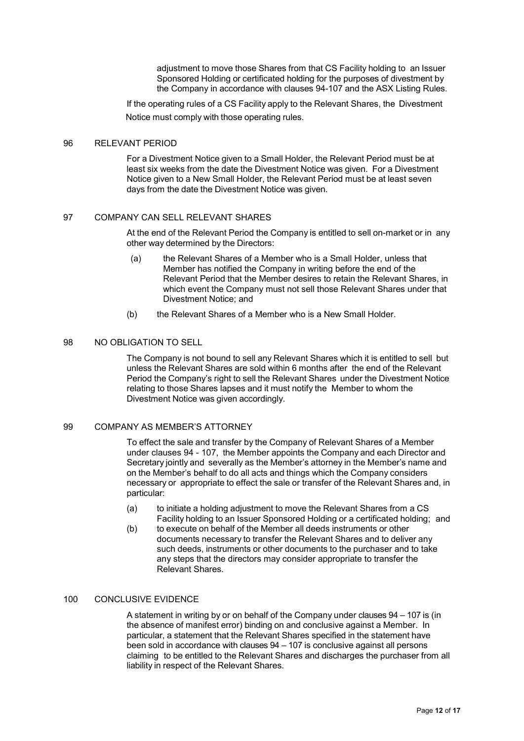adjustment to move those Shares from that CS Facility holding to an Issuer Sponsored Holding or certificated holding for the purposes of divestment by the Company in accordance with clauses 94-107 and the ASX Listing Rules.

If the operating rules of a CS Facility apply to the Relevant Shares, the Divestment Notice must comply with those operating rules.

## 96 RELEVANT PERIOD

For a Divestment Notice given to a Small Holder, the Relevant Period must be at least six weeks from the date the Divestment Notice was given. For a Divestment Notice given to a New Small Holder, the Relevant Period must be at least seven days from the date the Divestment Notice was given.

## 97 COMPANY CAN SELL RELEVANT SHARES

At the end of the Relevant Period the Company is entitled to sell on-market or in any other way determined by the Directors:

(a) the Relevant Shares of a Member who is a Small Holder, unless that Member has notified the Company in writing before the end of the Relevant Period that the Member desires to retain the Relevant Shares, in which event the Company must not sell those Relevant Shares under that Divestment Notice; and

(b) the Relevant Shares of a Member who is a New Small Holder.

## 98 NO OBLIGATION TO SELL

The Company is not bound to sell any Relevant Shares which it is entitled to sell but unless the Relevant Shares are sold within 6 months after the end of the Relevant Period the Company's right to sell the Relevant Shares under the Divestment Notice relating to those Shares lapses and it must notify the Member to whom the Divestment Notice was given accordingly.

## 99 COMPANY AS MEMBER'S ATTORNEY

To effect the sale and transfer by the Company of Relevant Shares of a Member under clauses 94 - 107, the Member appoints the Company and each Director and Secretary jointly and severally as the Member's attorney in the Member's name and on the Member's behalf to do all acts and things which the Company considers necessary or appropriate to effect the sale or transfer of the Relevant Shares and, in particular:

(a) to initiate a holding adjustment to move the Relevant Shares from a CS Facility holding to an Issuer Sponsored Holding or a certificated holding; and

(b) to execute on behalf of the Member all deeds instruments or other documents necessary to transfer the Relevant Shares and to deliver any such deeds, instruments or other documents to the purchaser and to take any steps that the directors may consider appropriate to transfer the Relevant Shares.

## 100 CONCLUSIVE EVIDENCE

A statement in writing by or on behalf of the Company under clauses 94 – 107 is (in the absence of manifest error) binding on and conclusive against a Member. In particular, a statement that the Relevant Shares specified in the statement have been sold in accordance with clauses 94 – 107 is conclusive against all persons claiming to be entitled to the Relevant Shares and discharges the purchaser from all liability in respect of the Relevant Shares.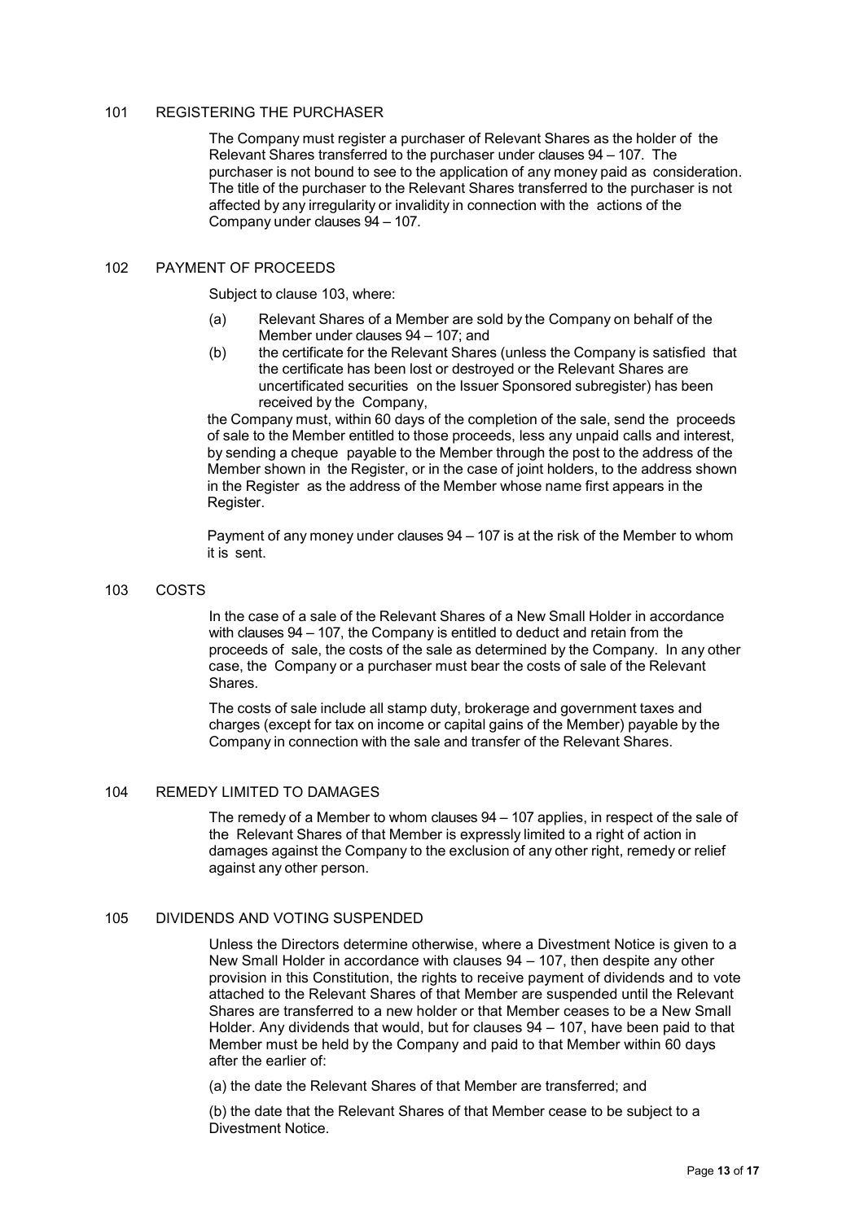## 101 REGISTERING THE PURCHASER

The Company must register a purchaser of Relevant Shares as the holder of the Relevant Shares transferred to the purchaser under clauses 94 – 107. The purchaser is not bound to see to the application of any money paid as consideration. The title of the purchaser to the Relevant Shares transferred to the purchaser is not affected by any irregularity or invalidity in connection with the actions of the Company under clauses 94 – 107.

## 102 PAYMENT OF PROCEEDS

Subject to clause 103, where:

(a) Relevant Shares of a Member are sold by the Company on behalf of the Member under clauses 94 – 107; and

(b) the certificate for the Relevant Shares (unless the Company is satisfied that the certificate has been lost or destroyed or the Relevant Shares are uncertificated securities on the Issuer Sponsored subregister) has been received by the Company,

the Company must, within 60 days of the completion of the sale, send the proceeds of sale to the Member entitled to those proceeds, less any unpaid calls and interest, by sending a cheque payable to the Member through the post to the address of the Member shown in the Register, or in the case of joint holders, to the address shown in the Register as the address of the Member whose name first appears in the Register.

Payment of any money under clauses 94 – 107 is at the risk of the Member to whom it is sent.

## 103 COSTS

In the case of a sale of the Relevant Shares of a New Small Holder in accordance with clauses 94 – 107, the Company is entitled to deduct and retain from the proceeds of sale, the costs of the sale as determined by the Company. In any other case, the Company or a purchaser must bear the costs of sale of the Relevant Shares.

The costs of sale include all stamp duty, brokerage and government taxes and charges (except for tax on income or capital gains of the Member) payable by the Company in connection with the sale and transfer of the Relevant Shares.

## 104 REMEDY LIMITED TO DAMAGES

The remedy of a Member to whom clauses 94 – 107 applies, in respect of the sale of the Relevant Shares of that Member is expressly limited to a right of action in damages against the Company to the exclusion of any other right, remedy or relief against any other person.

## 105 DIVIDENDS AND VOTING SUSPENDED

Unless the Directors determine otherwise, where a Divestment Notice is given to a New Small Holder in accordance with clauses 94 – 107, then despite any other provision in this Constitution, the rights to receive payment of dividends and to vote attached to the Relevant Shares of that Member are suspended until the Relevant Shares are transferred to a new holder or that Member ceases to be a New Small Holder. Any dividends that would, but for clauses 94 – 107, have been paid to that Member must be held by the Company and paid to that Member within 60 days after the earlier of:

(a) the date the Relevant Shares of that Member are transferred; and

(b) the date that the Relevant Shares of that Member cease to be subject to a Divestment Notice.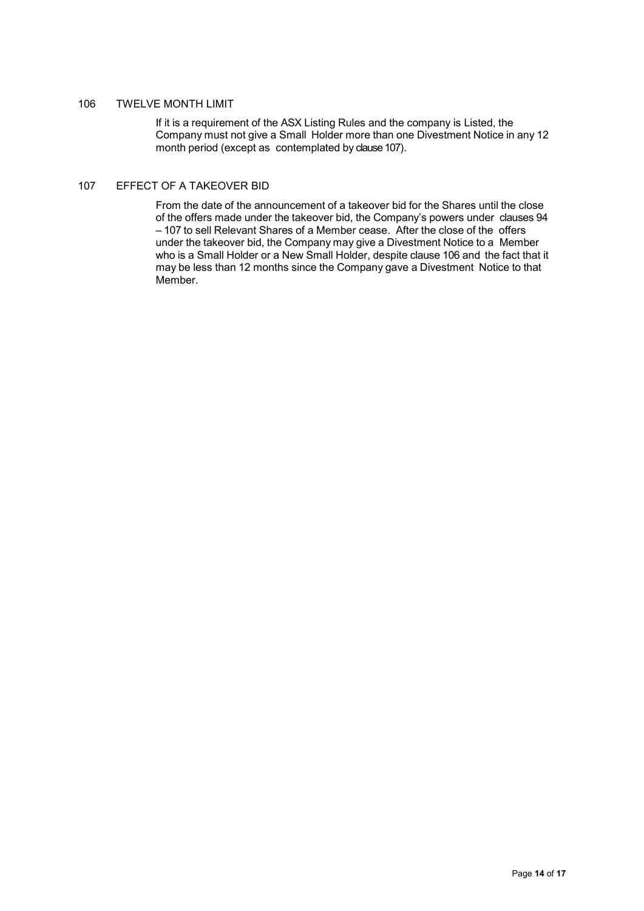## 106 TWELVE MONTH LIMIT

If it is a requirement of the ASX Listing Rules and the company is Listed, the Company must not give a Small Holder more than one Divestment Notice in any 12 month period (except as contemplated by clause 107).

## 107 EFFECT OF A TAKEOVER BID

From the date of the announcement of a takeover bid for the Shares until the close of the offers made under the takeover bid, the Company's powers under clauses 94 – 107 to sell Relevant Shares of a Member cease. After the close of the offers under the takeover bid, the Company may give a Divestment Notice to a Member who is a Small Holder or a New Small Holder, despite clause 106 and the fact that it may be less than 12 months since the Company gave a Divestment Notice to that Member.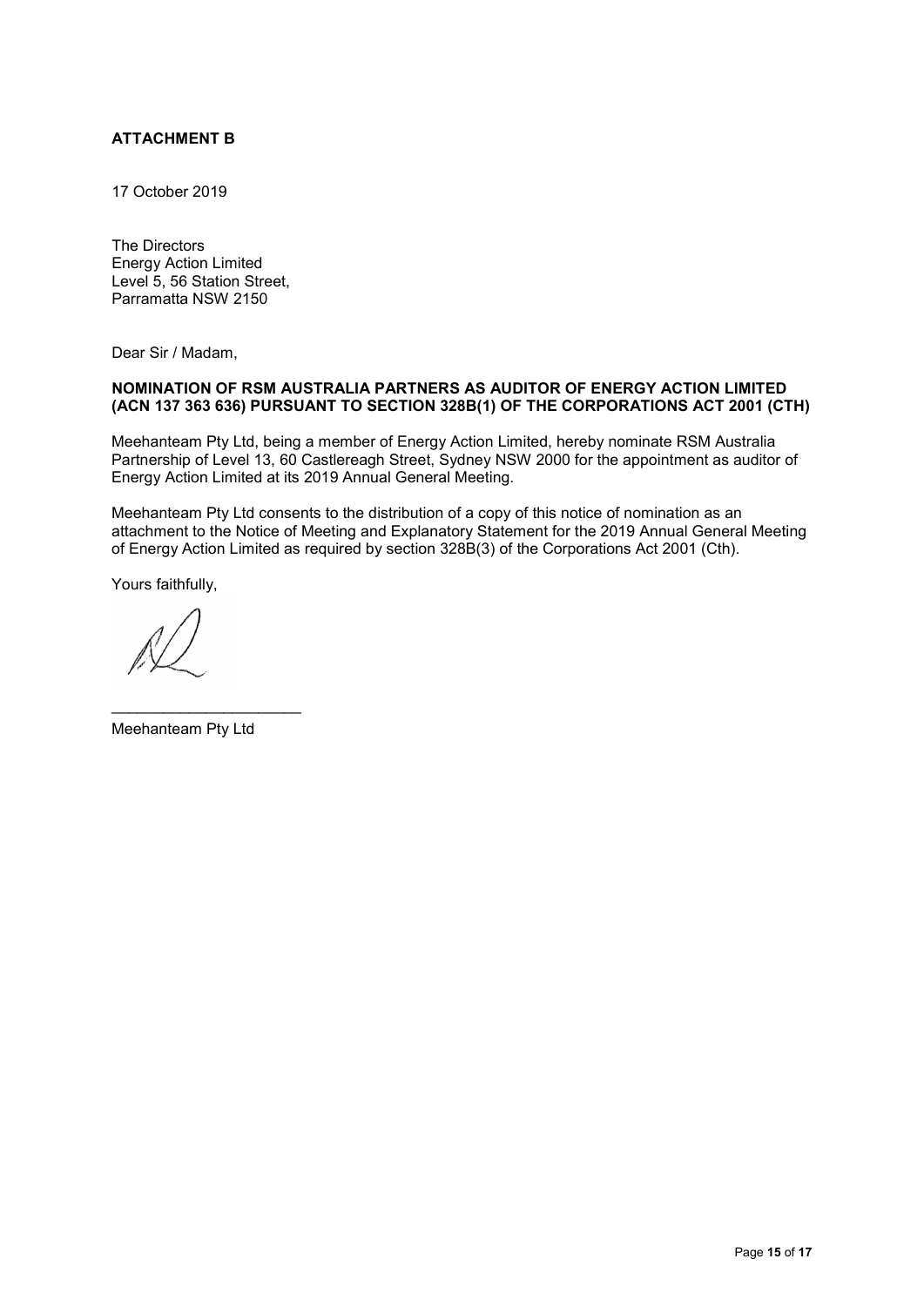**ATTACHMENT B**

17 October 2019

The Directors
Energy Action Limited
Level 5, 56 Station Street,
Parramatta NSW 2150

Dear Sir / Madam,

**NOMINATION OF RSM AUSTRALIA PARTNERS AS AUDITOR OF ENERGY ACTION LIMITED (ACN 137 363 636) PURSUANT TO SECTION 328B(1) OF THE CORPORATIONS ACT 2001 (CTH)**

Meehanteam Pty Ltd, being a member of Energy Action Limited, hereby nominate RSM Australia Partnership of Level 13, 60 Castlereagh Street, Sydney NSW 2000 for the appointment as auditor of Energy Action Limited at its 2019 Annual General Meeting.

Meehanteam Pty Ltd consents to the distribution of a copy of this notice of nomination as an attachment to the Notice of Meeting and Explanatory Statement for the 2019 Annual General Meeting of Energy Action Limited as required by section 328B(3) of the Corporations Act 2001 (Cth).

Yours faithfully,

______________________

Meehanteam Pty Ltd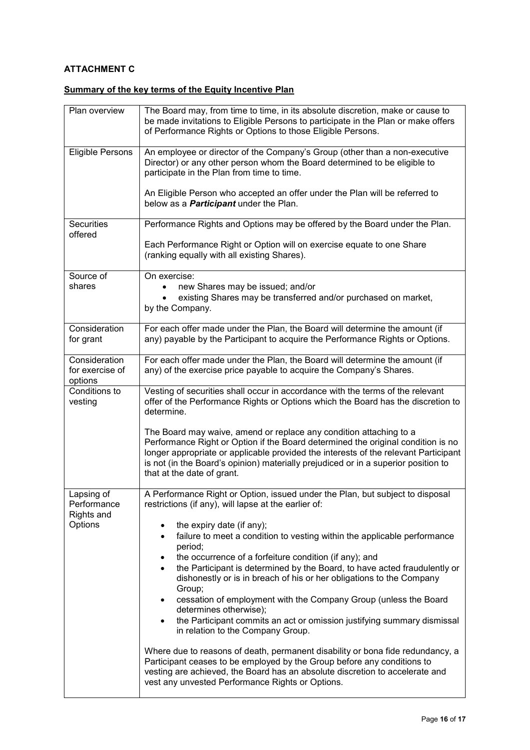**ATTACHMENT C**

**Summary of the key terms of the Equity Incentive Plan**

| | |
|---|---|
| Plan overview | The Board may, from time to time, in its absolute discretion, make or cause to be made invitations to Eligible Persons to participate in the Plan or make offers of Performance Rights or Options to those Eligible Persons. |
| Eligible Persons | An employee or director of the Company's Group (other than a non-executive Director) or any other person whom the Board determined to be eligible to participate in the Plan from time to time.<br><br>An Eligible Person who accepted an offer under the Plan will be referred to below as a ***Participant*** under the Plan. |
| Securities offered | Performance Rights and Options may be offered by the Board under the Plan.<br><br>Each Performance Right or Option will on exercise equate to one Share (ranking equally with all existing Shares). |
| Source of shares | On exercise:<br>• new Shares may be issued; and/or<br>• existing Shares may be transferred and/or purchased on market,<br>by the Company. |
| Consideration for grant | For each offer made under the Plan, the Board will determine the amount (if any) payable by the Participant to acquire the Performance Rights or Options. |
| Consideration for exercise of options | For each offer made under the Plan, the Board will determine the amount (if any) of the exercise price payable to acquire the Company's Shares. |
| Conditions to vesting | Vesting of securities shall occur in accordance with the terms of the relevant offer of the Performance Rights or Options which the Board has the discretion to determine.<br><br>The Board may waive, amend or replace any condition attaching to a Performance Right or Option if the Board determined the original condition is no longer appropriate or applicable provided the interests of the relevant Participant is not (in the Board's opinion) materially prejudiced or in a superior position to that at the date of grant. |
| Lapsing of Performance Rights and Options | A Performance Right or Option, issued under the Plan, but subject to disposal restrictions (if any), will lapse at the earlier of:<br><br>• the expiry date (if any);<br>• failure to meet a condition to vesting within the applicable performance period;<br>• the occurrence of a forfeiture condition (if any); and<br>• the Participant is determined by the Board, to have acted fraudulently or dishonestly or is in breach of his or her obligations to the Company Group;<br>• cessation of employment with the Company Group (unless the Board determines otherwise);<br>• the Participant commits an act or omission justifying summary dismissal in relation to the Company Group.<br><br>Where due to reasons of death, permanent disability or bona fide redundancy, a Participant ceases to be employed by the Group before any conditions to vesting are achieved, the Board has an absolute discretion to accelerate and vest any unvested Performance Rights or Options. |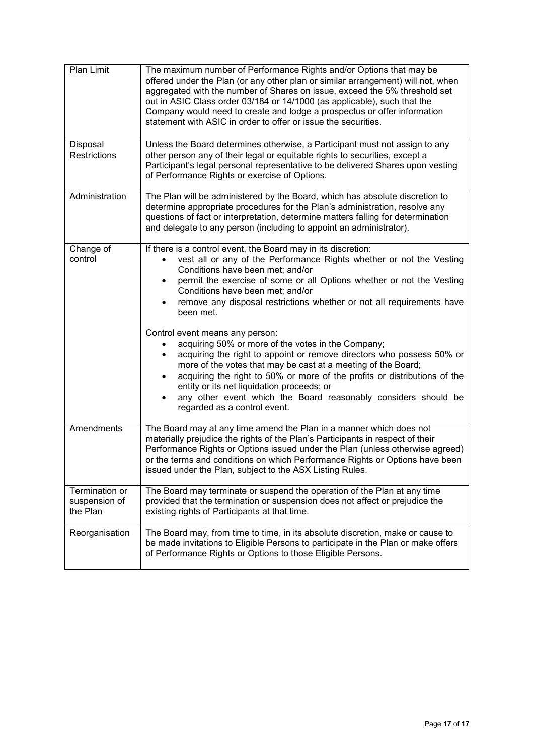| | |
|---|---|
| Plan Limit | The maximum number of Performance Rights and/or Options that may be offered under the Plan (or any other plan or similar arrangement) will not, when aggregated with the number of Shares on issue, exceed the 5% threshold set out in ASIC Class order 03/184 or 14/1000 (as applicable), such that the Company would need to create and lodge a prospectus or offer information statement with ASIC in order to offer or issue the securities. |
| Disposal Restrictions | Unless the Board determines otherwise, a Participant must not assign to any other person any of their legal or equitable rights to securities, except a Participant's legal personal representative to be delivered Shares upon vesting of Performance Rights or exercise of Options. |
| Administration | The Plan will be administered by the Board, which has absolute discretion to determine appropriate procedures for the Plan's administration, resolve any questions of fact or interpretation, determine matters falling for determination and delegate to any person (including to appoint an administrator). |
| Change of control | If there is a control event, the Board may in its discretion:<br>• vest all or any of the Performance Rights whether or not the Vesting Conditions have been met; and/or<br>• permit the exercise of some or all Options whether or not the Vesting Conditions have been met; and/or<br>• remove any disposal restrictions whether or not all requirements have been met.<br><br>Control event means any person:<br>• acquiring 50% or more of the votes in the Company;<br>• acquiring the right to appoint or remove directors who possess 50% or more of the votes that may be cast at a meeting of the Board;<br>• acquiring the right to 50% or more of the profits or distributions of the entity or its net liquidation proceeds; or<br>• any other event which the Board reasonably considers should be regarded as a control event. |
| Amendments | The Board may at any time amend the Plan in a manner which does not materially prejudice the rights of the Plan's Participants in respect of their Performance Rights or Options issued under the Plan (unless otherwise agreed) or the terms and conditions on which Performance Rights or Options have been issued under the Plan, subject to the ASX Listing Rules. |
| Termination or suspension of the Plan | The Board may terminate or suspend the operation of the Plan at any time provided that the termination or suspension does not affect or prejudice the existing rights of Participants at that time. |
| Reorganisation | The Board may, from time to time, in its absolute discretion, make or cause to be made invitations to Eligible Persons to participate in the Plan or make offers of Performance Rights or Options to those Eligible Persons. |